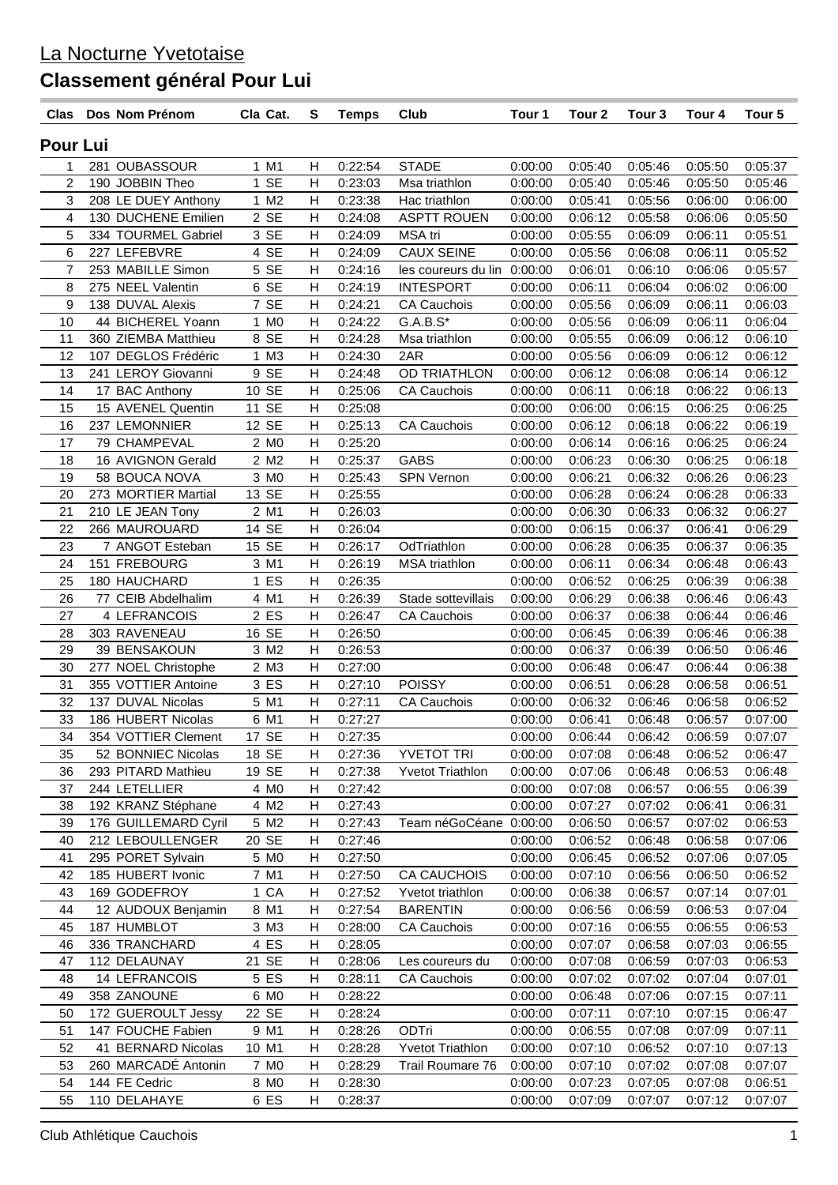# La Nocturne Yvetotaise

## Classement général Pour Lui

| Clas | Dos | Nom Prénom | Cla | Cat. | S | Temps | Club | Tour 1 | Tour 2 | Tour 3 | Tour 4 | Tour 5 |
|---|---|---|---|---|---|---|---|---|---|---|---|---|
| **Pour Lui** | | | | | | | | | | | | |
| 1 | 281 | OUBASSOUR | 1 | M1 | H | 0:22:54 | STADE | 0:00:00 | 0:05:40 | 0:05:46 | 0:05:50 | 0:05:37 |
| 2 | 190 | JOBBIN Theo | 1 | SE | H | 0:23:03 | Msa triathlon | 0:00:00 | 0:05:40 | 0:05:46 | 0:05:50 | 0:05:46 |
| 3 | 208 | LE DUEY Anthony | 1 | M2 | H | 0:23:38 | Hac triathlon | 0:00:00 | 0:05:41 | 0:05:56 | 0:06:00 | 0:06:00 |
| 4 | 130 | DUCHENE Emilien | 2 | SE | H | 0:24:08 | ASPTT ROUEN | 0:00:00 | 0:06:12 | 0:05:58 | 0:06:06 | 0:05:50 |
| 5 | 334 | TOURMEL Gabriel | 3 | SE | H | 0:24:09 | MSA tri | 0:00:00 | 0:05:55 | 0:06:09 | 0:06:11 | 0:05:51 |
| 6 | 227 | LEFEBVRE | 4 | SE | H | 0:24:09 | CAUX SEINE | 0:00:00 | 0:05:56 | 0:06:08 | 0:06:11 | 0:05:52 |
| 7 | 253 | MABILLE Simon | 5 | SE | H | 0:24:16 | les coureurs du lin | 0:00:00 | 0:06:01 | 0:06:10 | 0:06:06 | 0:05:57 |
| 8 | 275 | NEEL Valentin | 6 | SE | H | 0:24:19 | INTESPORT | 0:00:00 | 0:06:11 | 0:06:04 | 0:06:02 | 0:06:00 |
| 9 | 138 | DUVAL Alexis | 7 | SE | H | 0:24:21 | CA Cauchois | 0:00:00 | 0:05:56 | 0:06:09 | 0:06:11 | 0:06:03 |
| 10 | 44 | BICHEREL Yoann | 1 | M0 | H | 0:24:22 | G.A.B.S* | 0:00:00 | 0:05:56 | 0:06:09 | 0:06:11 | 0:06:04 |
| 11 | 360 | ZIEMBA Matthieu | 8 | SE | H | 0:24:28 | Msa triathlon | 0:00:00 | 0:05:55 | 0:06:09 | 0:06:12 | 0:06:10 |
| 12 | 107 | DEGLOS Frédéric | 1 | M3 | H | 0:24:30 | 2AR | 0:00:00 | 0:05:56 | 0:06:09 | 0:06:12 | 0:06:12 |
| 13 | 241 | LEROY Giovanni | 9 | SE | H | 0:24:48 | OD TRIATHLON | 0:00:00 | 0:06:12 | 0:06:08 | 0:06:14 | 0:06:12 |
| 14 | 17 | BAC Anthony | 10 | SE | H | 0:25:06 | CA Cauchois | 0:00:00 | 0:06:11 | 0:06:18 | 0:06:22 | 0:06:13 |
| 15 | 15 | AVENEL Quentin | 11 | SE | H | 0:25:08 | | 0:00:00 | 0:06:00 | 0:06:15 | 0:06:25 | 0:06:25 |
| 16 | 237 | LEMONNIER | 12 | SE | H | 0:25:13 | CA Cauchois | 0:00:00 | 0:06:12 | 0:06:18 | 0:06:22 | 0:06:19 |
| 17 | 79 | CHAMPEVAL | 2 | M0 | H | 0:25:20 | | 0:00:00 | 0:06:14 | 0:06:16 | 0:06:25 | 0:06:24 |
| 18 | 16 | AVIGNON Gerald | 2 | M2 | H | 0:25:37 | GABS | 0:00:00 | 0:06:23 | 0:06:30 | 0:06:25 | 0:06:18 |
| 19 | 58 | BOUCA NOVA | 3 | M0 | H | 0:25:43 | SPN Vernon | 0:00:00 | 0:06:21 | 0:06:32 | 0:06:26 | 0:06:23 |
| 20 | 273 | MORTIER Martial | 13 | SE | H | 0:25:55 | | 0:00:00 | 0:06:28 | 0:06:24 | 0:06:28 | 0:06:33 |
| 21 | 210 | LE JEAN Tony | 2 | M1 | H | 0:26:03 | | 0:00:00 | 0:06:30 | 0:06:33 | 0:06:32 | 0:06:27 |
| 22 | 266 | MAUROUARD | 14 | SE | H | 0:26:04 | | 0:00:00 | 0:06:15 | 0:06:37 | 0:06:41 | 0:06:29 |
| 23 | 7 | ANGOT Esteban | 15 | SE | H | 0:26:17 | OdTriathlon | 0:00:00 | 0:06:28 | 0:06:35 | 0:06:37 | 0:06:35 |
| 24 | 151 | FREBOURG | 3 | M1 | H | 0:26:19 | MSA triathlon | 0:00:00 | 0:06:11 | 0:06:34 | 0:06:48 | 0:06:43 |
| 25 | 180 | HAUCHARD | 1 | ES | H | 0:26:35 | | 0:00:00 | 0:06:52 | 0:06:25 | 0:06:39 | 0:06:38 |
| 26 | 77 | CEIB Abdelhalim | 4 | M1 | H | 0:26:39 | Stade sottevillais | 0:00:00 | 0:06:29 | 0:06:38 | 0:06:46 | 0:06:43 |
| 27 | 4 | LEFRANCOIS | 2 | ES | H | 0:26:47 | CA Cauchois | 0:00:00 | 0:06:37 | 0:06:38 | 0:06:44 | 0:06:46 |
| 28 | 303 | RAVENEAU | 16 | SE | H | 0:26:50 | | 0:00:00 | 0:06:45 | 0:06:39 | 0:06:46 | 0:06:38 |
| 29 | 39 | BENSAKOUN | 3 | M2 | H | 0:26:53 | | 0:00:00 | 0:06:37 | 0:06:39 | 0:06:50 | 0:06:46 |
| 30 | 277 | NOEL Christophe | 2 | M3 | H | 0:27:00 | | 0:00:00 | 0:06:48 | 0:06:47 | 0:06:44 | 0:06:38 |
| 31 | 355 | VOTTIER Antoine | 3 | ES | H | 0:27:10 | POISSY | 0:00:00 | 0:06:51 | 0:06:28 | 0:06:58 | 0:06:51 |
| 32 | 137 | DUVAL Nicolas | 5 | M1 | H | 0:27:11 | CA Cauchois | 0:00:00 | 0:06:32 | 0:06:46 | 0:06:58 | 0:06:52 |
| 33 | 186 | HUBERT Nicolas | 6 | M1 | H | 0:27:27 | | 0:00:00 | 0:06:41 | 0:06:48 | 0:06:57 | 0:07:00 |
| 34 | 354 | VOTTIER Clement | 17 | SE | H | 0:27:35 | | 0:00:00 | 0:06:44 | 0:06:42 | 0:06:59 | 0:07:07 |
| 35 | 52 | BONNIEC Nicolas | 18 | SE | H | 0:27:36 | YVETOT TRI | 0:00:00 | 0:07:08 | 0:06:48 | 0:06:52 | 0:06:47 |
| 36 | 293 | PITARD Mathieu | 19 | SE | H | 0:27:38 | Yvetot Triathlon | 0:00:00 | 0:07:06 | 0:06:48 | 0:06:53 | 0:06:48 |
| 37 | 244 | LETELLIER | 4 | M0 | H | 0:27:42 | | 0:00:00 | 0:07:08 | 0:06:57 | 0:06:55 | 0:06:39 |
| 38 | 192 | KRANZ Stéphane | 4 | M2 | H | 0:27:43 | | 0:00:00 | 0:07:27 | 0:07:02 | 0:06:41 | 0:06:31 |
| 39 | 176 | GUILLEMARD Cyril | 5 | M2 | H | 0:27:43 | Team néGoCéane | 0:00:00 | 0:06:50 | 0:06:57 | 0:07:02 | 0:06:53 |
| 40 | 212 | LEBOULLENGER | 20 | SE | H | 0:27:46 | | 0:00:00 | 0:06:52 | 0:06:48 | 0:06:58 | 0:07:06 |
| 41 | 295 | PORET Sylvain | 5 | M0 | H | 0:27:50 | | 0:00:00 | 0:06:45 | 0:06:52 | 0:07:06 | 0:07:05 |
| 42 | 185 | HUBERT Ivonic | 7 | M1 | H | 0:27:50 | CA CAUCHOIS | 0:00:00 | 0:07:10 | 0:06:56 | 0:06:50 | 0:06:52 |
| 43 | 169 | GODEFROY | 1 | CA | H | 0:27:52 | Yvetot triathlon | 0:00:00 | 0:06:38 | 0:06:57 | 0:07:14 | 0:07:01 |
| 44 | 12 | AUDOUX Benjamin | 8 | M1 | H | 0:27:54 | BARENTIN | 0:00:00 | 0:06:56 | 0:06:59 | 0:06:53 | 0:07:04 |
| 45 | 187 | HUMBLOT | 3 | M3 | H | 0:28:00 | CA Cauchois | 0:00:00 | 0:07:16 | 0:06:55 | 0:06:55 | 0:06:53 |
| 46 | 336 | TRANCHARD | 4 | ES | H | 0:28:05 | | 0:00:00 | 0:07:07 | 0:06:58 | 0:07:03 | 0:06:55 |
| 47 | 112 | DELAUNAY | 21 | SE | H | 0:28:06 | Les coureurs du | 0:00:00 | 0:07:08 | 0:06:59 | 0:07:03 | 0:06:53 |
| 48 | 14 | LEFRANCOIS | 5 | ES | H | 0:28:11 | CA Cauchois | 0:00:00 | 0:07:02 | 0:07:02 | 0:07:04 | 0:07:01 |
| 49 | 358 | ZANOUNE | 6 | M0 | H | 0:28:22 | | 0:00:00 | 0:06:48 | 0:07:06 | 0:07:15 | 0:07:11 |
| 50 | 172 | GUEROULT Jessy | 22 | SE | H | 0:28:24 | | 0:00:00 | 0:07:11 | 0:07:10 | 0:07:15 | 0:06:47 |
| 51 | 147 | FOUCHE Fabien | 9 | M1 | H | 0:28:26 | ODTri | 0:00:00 | 0:06:55 | 0:07:08 | 0:07:09 | 0:07:11 |
| 52 | 41 | BERNARD Nicolas | 10 | M1 | H | 0:28:28 | Yvetot Triathlon | 0:00:00 | 0:07:10 | 0:06:52 | 0:07:10 | 0:07:13 |
| 53 | 260 | MARCADÉ Antonin | 7 | M0 | H | 0:28:29 | Trail Roumare 76 | 0:00:00 | 0:07:10 | 0:07:02 | 0:07:08 | 0:07:07 |
| 54 | 144 | FE Cedric | 8 | M0 | H | 0:28:30 | | 0:00:00 | 0:07:23 | 0:07:05 | 0:07:08 | 0:06:51 |
| 55 | 110 | DELAHAYE | 6 | ES | H | 0:28:37 | | 0:00:00 | 0:07:09 | 0:07:07 | 0:07:12 | 0:07:07 |

Club Athlétique Cauchois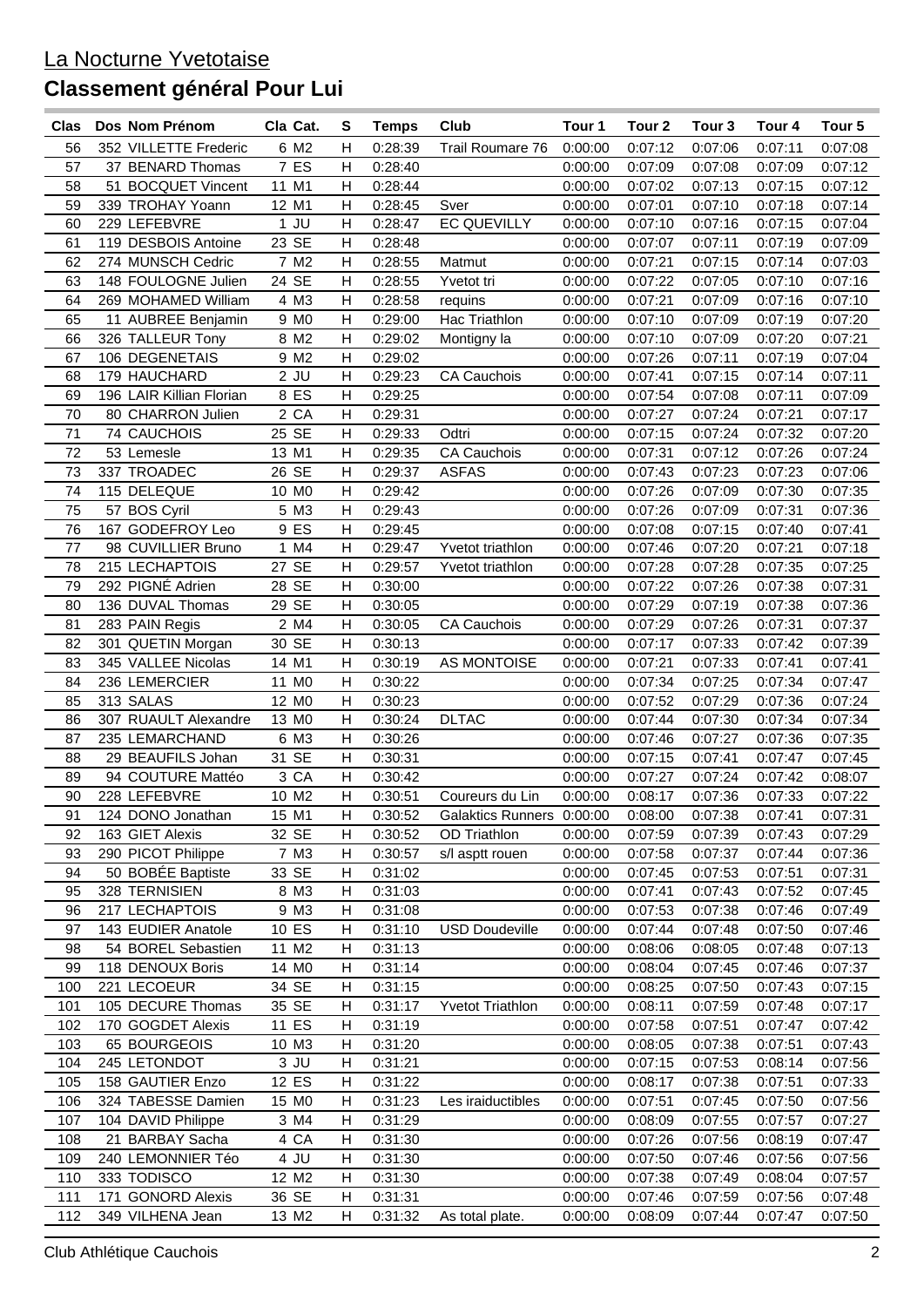La Nocturne Yvetotaise

# Classement général Pour Lui

| Clas | Dos | Nom Prénom | Cla | Cat. | S | Temps | Club | Tour 1 | Tour 2 | Tour 3 | Tour 4 | Tour 5 |
|---|---|---|---|---|---|---|---|---|---|---|---|---|
| 56 | 352 | VILLETTE Frederic | 6 | M2 | H | 0:28:39 | Trail Roumare 76 | 0:00:00 | 0:07:12 | 0:07:06 | 0:07:11 | 0:07:08 |
| 57 | 37 | BENARD Thomas | 7 | ES | H | 0:28:40 | | 0:00:00 | 0:07:09 | 0:07:08 | 0:07:09 | 0:07:12 |
| 58 | 51 | BOCQUET Vincent | 11 | M1 | H | 0:28:44 | | 0:00:00 | 0:07:02 | 0:07:13 | 0:07:15 | 0:07:12 |
| 59 | 339 | TROHAY Yoann | 12 | M1 | H | 0:28:45 | Sver | 0:00:00 | 0:07:01 | 0:07:10 | 0:07:18 | 0:07:14 |
| 60 | 229 | LEFEBVRE | 1 | JU | H | 0:28:47 | EC QUEVILLY | 0:00:00 | 0:07:10 | 0:07:16 | 0:07:15 | 0:07:04 |
| 61 | 119 | DESBOIS Antoine | 23 | SE | H | 0:28:48 | | 0:00:00 | 0:07:07 | 0:07:11 | 0:07:19 | 0:07:09 |
| 62 | 274 | MUNSCH Cedric | 7 | M2 | H | 0:28:55 | Matmut | 0:00:00 | 0:07:21 | 0:07:15 | 0:07:14 | 0:07:03 |
| 63 | 148 | FOULOGNE Julien | 24 | SE | H | 0:28:55 | Yvetot tri | 0:00:00 | 0:07:22 | 0:07:05 | 0:07:10 | 0:07:16 |
| 64 | 269 | MOHAMED William | 4 | M3 | H | 0:28:58 | requins | 0:00:00 | 0:07:21 | 0:07:09 | 0:07:16 | 0:07:10 |
| 65 | 11 | AUBREE Benjamin | 9 | M0 | H | 0:29:00 | Hac Triathlon | 0:00:00 | 0:07:10 | 0:07:09 | 0:07:19 | 0:07:20 |
| 66 | 326 | TALLEUR Tony | 8 | M2 | H | 0:29:02 | Montigny la | 0:00:00 | 0:07:10 | 0:07:09 | 0:07:20 | 0:07:21 |
| 67 | 106 | DEGENETAIS | 9 | M2 | H | 0:29:02 | | 0:00:00 | 0:07:26 | 0:07:11 | 0:07:19 | 0:07:04 |
| 68 | 179 | HAUCHARD | 2 | JU | H | 0:29:23 | CA Cauchois | 0:00:00 | 0:07:41 | 0:07:15 | 0:07:14 | 0:07:11 |
| 69 | 196 | LAIR Killian Florian | 8 | ES | H | 0:29:25 | | 0:00:00 | 0:07:54 | 0:07:08 | 0:07:11 | 0:07:09 |
| 70 | 80 | CHARRON Julien | 2 | CA | H | 0:29:31 | | 0:00:00 | 0:07:27 | 0:07:24 | 0:07:21 | 0:07:17 |
| 71 | 74 | CAUCHOIS | 25 | SE | H | 0:29:33 | Odtri | 0:00:00 | 0:07:15 | 0:07:24 | 0:07:32 | 0:07:20 |
| 72 | 53 | Lemesle | 13 | M1 | H | 0:29:35 | CA Cauchois | 0:00:00 | 0:07:31 | 0:07:12 | 0:07:26 | 0:07:24 |
| 73 | 337 | TROADEC | 26 | SE | H | 0:29:37 | ASFAS | 0:00:00 | 0:07:43 | 0:07:23 | 0:07:23 | 0:07:06 |
| 74 | 115 | DELEQUE | 10 | M0 | H | 0:29:42 | | 0:00:00 | 0:07:26 | 0:07:09 | 0:07:30 | 0:07:35 |
| 75 | 57 | BOS Cyril | 5 | M3 | H | 0:29:43 | | 0:00:00 | 0:07:26 | 0:07:09 | 0:07:31 | 0:07:36 |
| 76 | 167 | GODEFROY Leo | 9 | ES | H | 0:29:45 | | 0:00:00 | 0:07:08 | 0:07:15 | 0:07:40 | 0:07:41 |
| 77 | 98 | CUVILLIER Bruno | 1 | M4 | H | 0:29:47 | Yvetot triathlon | 0:00:00 | 0:07:46 | 0:07:20 | 0:07:21 | 0:07:18 |
| 78 | 215 | LECHAPTOIS | 27 | SE | H | 0:29:57 | Yvetot triathlon | 0:00:00 | 0:07:28 | 0:07:28 | 0:07:35 | 0:07:25 |
| 79 | 292 | PIGNÉ Adrien | 28 | SE | H | 0:30:00 | | 0:00:00 | 0:07:22 | 0:07:26 | 0:07:38 | 0:07:31 |
| 80 | 136 | DUVAL Thomas | 29 | SE | H | 0:30:05 | | 0:00:00 | 0:07:29 | 0:07:19 | 0:07:38 | 0:07:36 |
| 81 | 283 | PAIN Regis | 2 | M4 | H | 0:30:05 | CA Cauchois | 0:00:00 | 0:07:29 | 0:07:26 | 0:07:31 | 0:07:37 |
| 82 | 301 | QUETIN Morgan | 30 | SE | H | 0:30:13 | | 0:00:00 | 0:07:17 | 0:07:33 | 0:07:42 | 0:07:39 |
| 83 | 345 | VALLEE Nicolas | 14 | M1 | H | 0:30:19 | AS MONTOISE | 0:00:00 | 0:07:21 | 0:07:33 | 0:07:41 | 0:07:41 |
| 84 | 236 | LEMERCIER | 11 | M0 | H | 0:30:22 | | 0:00:00 | 0:07:34 | 0:07:25 | 0:07:34 | 0:07:47 |
| 85 | 313 | SALAS | 12 | M0 | H | 0:30:23 | | 0:00:00 | 0:07:52 | 0:07:29 | 0:07:36 | 0:07:24 |
| 86 | 307 | RUAULT Alexandre | 13 | M0 | H | 0:30:24 | DLTAC | 0:00:00 | 0:07:44 | 0:07:30 | 0:07:34 | 0:07:34 |
| 87 | 235 | LEMARCHAND | 6 | M3 | H | 0:30:26 | | 0:00:00 | 0:07:46 | 0:07:27 | 0:07:36 | 0:07:35 |
| 88 | 29 | BEAUFILS Johan | 31 | SE | H | 0:30:31 | | 0:00:00 | 0:07:15 | 0:07:41 | 0:07:47 | 0:07:45 |
| 89 | 94 | COUTURE Mattéo | 3 | CA | H | 0:30:42 | | 0:00:00 | 0:07:27 | 0:07:24 | 0:07:42 | 0:08:07 |
| 90 | 228 | LEFEBVRE | 10 | M2 | H | 0:30:51 | Coureurs du Lin | 0:00:00 | 0:08:17 | 0:07:36 | 0:07:33 | 0:07:22 |
| 91 | 124 | DONO Jonathan | 15 | M1 | H | 0:30:52 | Galaktics Runners | 0:00:00 | 0:08:00 | 0:07:38 | 0:07:41 | 0:07:31 |
| 92 | 163 | GIET Alexis | 32 | SE | H | 0:30:52 | OD Triathlon | 0:00:00 | 0:07:59 | 0:07:39 | 0:07:43 | 0:07:29 |
| 93 | 290 | PICOT Philippe | 7 | M3 | H | 0:30:57 | s/l asptt rouen | 0:00:00 | 0:07:58 | 0:07:37 | 0:07:44 | 0:07:36 |
| 94 | 50 | BOBÉE Baptiste | 33 | SE | H | 0:31:02 | | 0:00:00 | 0:07:45 | 0:07:53 | 0:07:51 | 0:07:31 |
| 95 | 328 | TERNISIEN | 8 | M3 | H | 0:31:03 | | 0:00:00 | 0:07:41 | 0:07:43 | 0:07:52 | 0:07:45 |
| 96 | 217 | LECHAPTOIS | 9 | M3 | H | 0:31:08 | | 0:00:00 | 0:07:53 | 0:07:38 | 0:07:46 | 0:07:49 |
| 97 | 143 | EUDIER Anatole | 10 | ES | H | 0:31:10 | USD Doudeville | 0:00:00 | 0:07:44 | 0:07:48 | 0:07:50 | 0:07:46 |
| 98 | 54 | BOREL Sebastien | 11 | M2 | H | 0:31:13 | | 0:00:00 | 0:08:06 | 0:08:05 | 0:07:48 | 0:07:13 |
| 99 | 118 | DENOUX Boris | 14 | M0 | H | 0:31:14 | | 0:00:00 | 0:08:04 | 0:07:45 | 0:07:46 | 0:07:37 |
| 100 | 221 | LECOEUR | 34 | SE | H | 0:31:15 | | 0:00:00 | 0:08:25 | 0:07:50 | 0:07:43 | 0:07:15 |
| 101 | 105 | DECURE Thomas | 35 | SE | H | 0:31:17 | Yvetot Triathlon | 0:00:00 | 0:08:11 | 0:07:59 | 0:07:48 | 0:07:17 |
| 102 | 170 | GOGDET Alexis | 11 | ES | H | 0:31:19 | | 0:00:00 | 0:07:58 | 0:07:51 | 0:07:47 | 0:07:42 |
| 103 | 65 | BOURGEOIS | 10 | M3 | H | 0:31:20 | | 0:00:00 | 0:08:05 | 0:07:38 | 0:07:51 | 0:07:43 |
| 104 | 245 | LETONDOT | 3 | JU | H | 0:31:21 | | 0:00:00 | 0:07:15 | 0:07:53 | 0:08:14 | 0:07:56 |
| 105 | 158 | GAUTIER Enzo | 12 | ES | H | 0:31:22 | | 0:00:00 | 0:08:17 | 0:07:38 | 0:07:51 | 0:07:33 |
| 106 | 324 | TABESSE Damien | 15 | M0 | H | 0:31:23 | Les iraiductibles | 0:00:00 | 0:07:51 | 0:07:45 | 0:07:50 | 0:07:56 |
| 107 | 104 | DAVID Philippe | 3 | M4 | H | 0:31:29 | | 0:00:00 | 0:08:09 | 0:07:55 | 0:07:57 | 0:07:27 |
| 108 | 21 | BARBAY Sacha | 4 | CA | H | 0:31:30 | | 0:00:00 | 0:07:26 | 0:07:56 | 0:08:19 | 0:07:47 |
| 109 | 240 | LEMONNIER Téo | 4 | JU | H | 0:31:30 | | 0:00:00 | 0:07:50 | 0:07:46 | 0:07:56 | 0:07:56 |
| 110 | 333 | TODISCO | 12 | M2 | H | 0:31:30 | | 0:00:00 | 0:07:38 | 0:07:49 | 0:08:04 | 0:07:57 |
| 111 | 171 | GONORD Alexis | 36 | SE | H | 0:31:31 | | 0:00:00 | 0:07:46 | 0:07:59 | 0:07:56 | 0:07:48 |
| 112 | 349 | VILHENA Jean | 13 | M2 | H | 0:31:32 | As total plate. | 0:00:00 | 0:08:09 | 0:07:44 | 0:07:47 | 0:07:50 |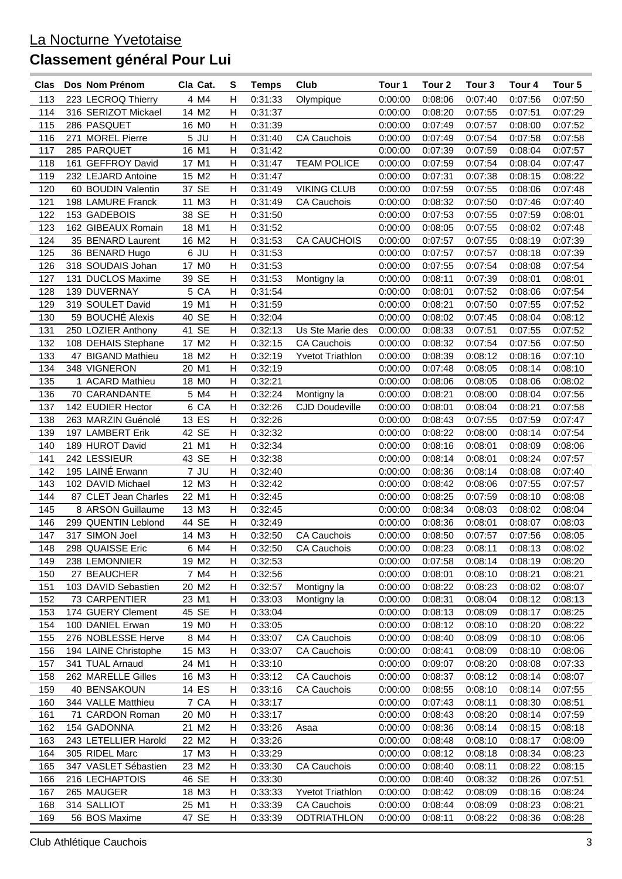La Nocturne Yvetotaise

# Classement général Pour Lui

| Clas | Dos | Nom Prénom | Cla | Cat. | S | Temps | Club | Tour 1 | Tour 2 | Tour 3 | Tour 4 | Tour 5 |
|---|---|---|---|---|---|---|---|---|---|---|---|---|
| 113 | 223 | LECROQ Thierry | 4 | M4 | H | 0:31:33 | Olympique | 0:00:00 | 0:08:06 | 0:07:40 | 0:07:56 | 0:07:50 |
| 114 | 316 | SERIZOT Mickael | 14 | M2 | H | 0:31:37 | | 0:00:00 | 0:08:20 | 0:07:55 | 0:07:51 | 0:07:29 |
| 115 | 286 | PASQUET | 16 | M0 | H | 0:31:39 | | 0:00:00 | 0:07:49 | 0:07:57 | 0:08:00 | 0:07:52 |
| 116 | 271 | MOREL Pierre | 5 | JU | H | 0:31:40 | CA Cauchois | 0:00:00 | 0:07:49 | 0:07:54 | 0:07:58 | 0:07:58 |
| 117 | 285 | PARQUET | 16 | M1 | H | 0:31:42 | | 0:00:00 | 0:07:39 | 0:07:59 | 0:08:04 | 0:07:57 |
| 118 | 161 | GEFFROY David | 17 | M1 | H | 0:31:47 | TEAM POLICE | 0:00:00 | 0:07:59 | 0:07:54 | 0:08:04 | 0:07:47 |
| 119 | 232 | LEJARD Antoine | 15 | M2 | H | 0:31:47 | | 0:00:00 | 0:07:31 | 0:07:38 | 0:08:15 | 0:08:22 |
| 120 | 60 | BOUDIN Valentin | 37 | SE | H | 0:31:49 | VIKING CLUB | 0:00:00 | 0:07:59 | 0:07:55 | 0:08:06 | 0:07:48 |
| 121 | 198 | LAMURE Franck | 11 | M3 | H | 0:31:49 | CA Cauchois | 0:00:00 | 0:08:32 | 0:07:50 | 0:07:46 | 0:07:40 |
| 122 | 153 | GADEBOIS | 38 | SE | H | 0:31:50 | | 0:00:00 | 0:07:53 | 0:07:55 | 0:07:59 | 0:08:01 |
| 123 | 162 | GIBEAUX Romain | 18 | M1 | H | 0:31:52 | | 0:00:00 | 0:08:05 | 0:07:55 | 0:08:02 | 0:07:48 |
| 124 | 35 | BENARD Laurent | 16 | M2 | H | 0:31:53 | CA CAUCHOIS | 0:00:00 | 0:07:57 | 0:07:55 | 0:08:19 | 0:07:39 |
| 125 | 36 | BENARD Hugo | 6 | JU | H | 0:31:53 | | 0:00:00 | 0:07:57 | 0:07:57 | 0:08:18 | 0:07:39 |
| 126 | 318 | SOUDAIS Johan | 17 | M0 | H | 0:31:53 | | 0:00:00 | 0:07:55 | 0:07:54 | 0:08:08 | 0:07:54 |
| 127 | 131 | DUCLOS Maxime | 39 | SE | H | 0:31:53 | Montigny la | 0:00:00 | 0:08:11 | 0:07:39 | 0:08:01 | 0:08:01 |
| 128 | 139 | DUVERNAY | 5 | CA | H | 0:31:54 | | 0:00:00 | 0:08:01 | 0:07:52 | 0:08:06 | 0:07:54 |
| 129 | 319 | SOULET David | 19 | M1 | H | 0:31:59 | | 0:00:00 | 0:08:21 | 0:07:50 | 0:07:55 | 0:07:52 |
| 130 | 59 | BOUCHÉ Alexis | 40 | SE | H | 0:32:04 | | 0:00:00 | 0:08:02 | 0:07:45 | 0:08:04 | 0:08:12 |
| 131 | 250 | LOZIER Anthony | 41 | SE | H | 0:32:13 | Us Ste Marie des | 0:00:00 | 0:08:33 | 0:07:51 | 0:07:55 | 0:07:52 |
| 132 | 108 | DEHAIS Stephane | 17 | M2 | H | 0:32:15 | CA Cauchois | 0:00:00 | 0:08:32 | 0:07:54 | 0:07:56 | 0:07:50 |
| 133 | 47 | BIGAND Mathieu | 18 | M2 | H | 0:32:19 | Yvetot Triathlon | 0:00:00 | 0:08:39 | 0:08:12 | 0:08:16 | 0:07:10 |
| 134 | 348 | VIGNERON | 20 | M1 | H | 0:32:19 | | 0:00:00 | 0:07:48 | 0:08:05 | 0:08:14 | 0:08:10 |
| 135 | 1 | ACARD Mathieu | 18 | M0 | H | 0:32:21 | | 0:00:00 | 0:08:06 | 0:08:05 | 0:08:06 | 0:08:02 |
| 136 | 70 | CARANDANTE | 5 | M4 | H | 0:32:24 | Montigny la | 0:00:00 | 0:08:21 | 0:08:00 | 0:08:04 | 0:07:56 |
| 137 | 142 | EUDIER Hector | 6 | CA | H | 0:32:26 | CJD Doudeville | 0:00:00 | 0:08:01 | 0:08:04 | 0:08:21 | 0:07:58 |
| 138 | 263 | MARZIN Guénolé | 13 | ES | H | 0:32:26 | | 0:00:00 | 0:08:43 | 0:07:55 | 0:07:59 | 0:07:47 |
| 139 | 197 | LAMBERT Erik | 42 | SE | H | 0:32:32 | | 0:00:00 | 0:08:22 | 0:08:00 | 0:08:14 | 0:07:54 |
| 140 | 189 | HUROT David | 21 | M1 | H | 0:32:34 | | 0:00:00 | 0:08:16 | 0:08:01 | 0:08:09 | 0:08:06 |
| 141 | 242 | LESSIEUR | 43 | SE | H | 0:32:38 | | 0:00:00 | 0:08:14 | 0:08:01 | 0:08:24 | 0:07:57 |
| 142 | 195 | LAINÉ Erwann | 7 | JU | H | 0:32:40 | | 0:00:00 | 0:08:36 | 0:08:14 | 0:08:08 | 0:07:40 |
| 143 | 102 | DAVID Michael | 12 | M3 | H | 0:32:42 | | 0:00:00 | 0:08:42 | 0:08:06 | 0:07:55 | 0:07:57 |
| 144 | 87 | CLET Jean Charles | 22 | M1 | H | 0:32:45 | | 0:00:00 | 0:08:25 | 0:07:59 | 0:08:10 | 0:08:08 |
| 145 | 8 | ARSON Guillaume | 13 | M3 | H | 0:32:45 | | 0:00:00 | 0:08:34 | 0:08:03 | 0:08:02 | 0:08:04 |
| 146 | 299 | QUENTIN Leblond | 44 | SE | H | 0:32:49 | | 0:00:00 | 0:08:36 | 0:08:01 | 0:08:07 | 0:08:03 |
| 147 | 317 | SIMON Joel | 14 | M3 | H | 0:32:50 | CA Cauchois | 0:00:00 | 0:08:50 | 0:07:57 | 0:07:56 | 0:08:05 |
| 148 | 298 | QUAISSE Eric | 6 | M4 | H | 0:32:50 | CA Cauchois | 0:00:00 | 0:08:23 | 0:08:11 | 0:08:13 | 0:08:02 |
| 149 | 238 | LEMONNIER | 19 | M2 | H | 0:32:53 | | 0:00:00 | 0:07:58 | 0:08:14 | 0:08:19 | 0:08:20 |
| 150 | 27 | BEAUCHER | 7 | M4 | H | 0:32:56 | | 0:00:00 | 0:08:01 | 0:08:10 | 0:08:21 | 0:08:21 |
| 151 | 103 | DAVID Sebastien | 20 | M2 | H | 0:32:57 | Montigny la | 0:00:00 | 0:08:22 | 0:08:23 | 0:08:02 | 0:08:07 |
| 152 | 73 | CARPENTIER | 23 | M1 | H | 0:33:03 | Montigny la | 0:00:00 | 0:08:31 | 0:08:04 | 0:08:12 | 0:08:13 |
| 153 | 174 | GUERY Clement | 45 | SE | H | 0:33:04 | | 0:00:00 | 0:08:13 | 0:08:09 | 0:08:17 | 0:08:25 |
| 154 | 100 | DANIEL Erwan | 19 | M0 | H | 0:33:05 | | 0:00:00 | 0:08:12 | 0:08:10 | 0:08:20 | 0:08:22 |
| 155 | 276 | NOBLESSE Herve | 8 | M4 | H | 0:33:07 | CA Cauchois | 0:00:00 | 0:08:40 | 0:08:09 | 0:08:10 | 0:08:06 |
| 156 | 194 | LAINE Christophe | 15 | M3 | H | 0:33:07 | CA Cauchois | 0:00:00 | 0:08:41 | 0:08:09 | 0:08:10 | 0:08:06 |
| 157 | 341 | TUAL Arnaud | 24 | M1 | H | 0:33:10 | | 0:00:00 | 0:09:07 | 0:08:20 | 0:08:08 | 0:07:33 |
| 158 | 262 | MARELLE Gilles | 16 | M3 | H | 0:33:12 | CA Cauchois | 0:00:00 | 0:08:37 | 0:08:12 | 0:08:14 | 0:08:07 |
| 159 | 40 | BENSAKOUN | 14 | ES | H | 0:33:16 | CA Cauchois | 0:00:00 | 0:08:55 | 0:08:10 | 0:08:14 | 0:07:55 |
| 160 | 344 | VALLE Matthieu | 7 | CA | H | 0:33:17 | | 0:00:00 | 0:07:43 | 0:08:11 | 0:08:30 | 0:08:51 |
| 161 | 71 | CARDON Roman | 20 | M0 | H | 0:33:17 | | 0:00:00 | 0:08:43 | 0:08:20 | 0:08:14 | 0:07:59 |
| 162 | 154 | GADONNA | 21 | M2 | H | 0:33:26 | Asaa | 0:00:00 | 0:08:36 | 0:08:14 | 0:08:15 | 0:08:18 |
| 163 | 243 | LETELLIER Harold | 22 | M2 | H | 0:33:26 | | 0:00:00 | 0:08:48 | 0:08:10 | 0:08:17 | 0:08:09 |
| 164 | 305 | RIDEL Marc | 17 | M3 | H | 0:33:29 | | 0:00:00 | 0:08:12 | 0:08:18 | 0:08:34 | 0:08:23 |
| 165 | 347 | VASLET Sébastien | 23 | M2 | H | 0:33:30 | CA Cauchois | 0:00:00 | 0:08:40 | 0:08:11 | 0:08:22 | 0:08:15 |
| 166 | 216 | LECHAPTOIS | 46 | SE | H | 0:33:30 | | 0:00:00 | 0:08:40 | 0:08:32 | 0:08:26 | 0:07:51 |
| 167 | 265 | MAUGER | 18 | M3 | H | 0:33:33 | Yvetot Triathlon | 0:00:00 | 0:08:42 | 0:08:09 | 0:08:16 | 0:08:24 |
| 168 | 314 | SALLIOT | 25 | M1 | H | 0:33:39 | CA Cauchois | 0:00:00 | 0:08:44 | 0:08:09 | 0:08:23 | 0:08:21 |
| 169 | 56 | BOS Maxime | 47 | SE | H | 0:33:39 | ODTRIATHLON | 0:00:00 | 0:08:11 | 0:08:22 | 0:08:36 | 0:08:28 |

Club Athlétique Cauchois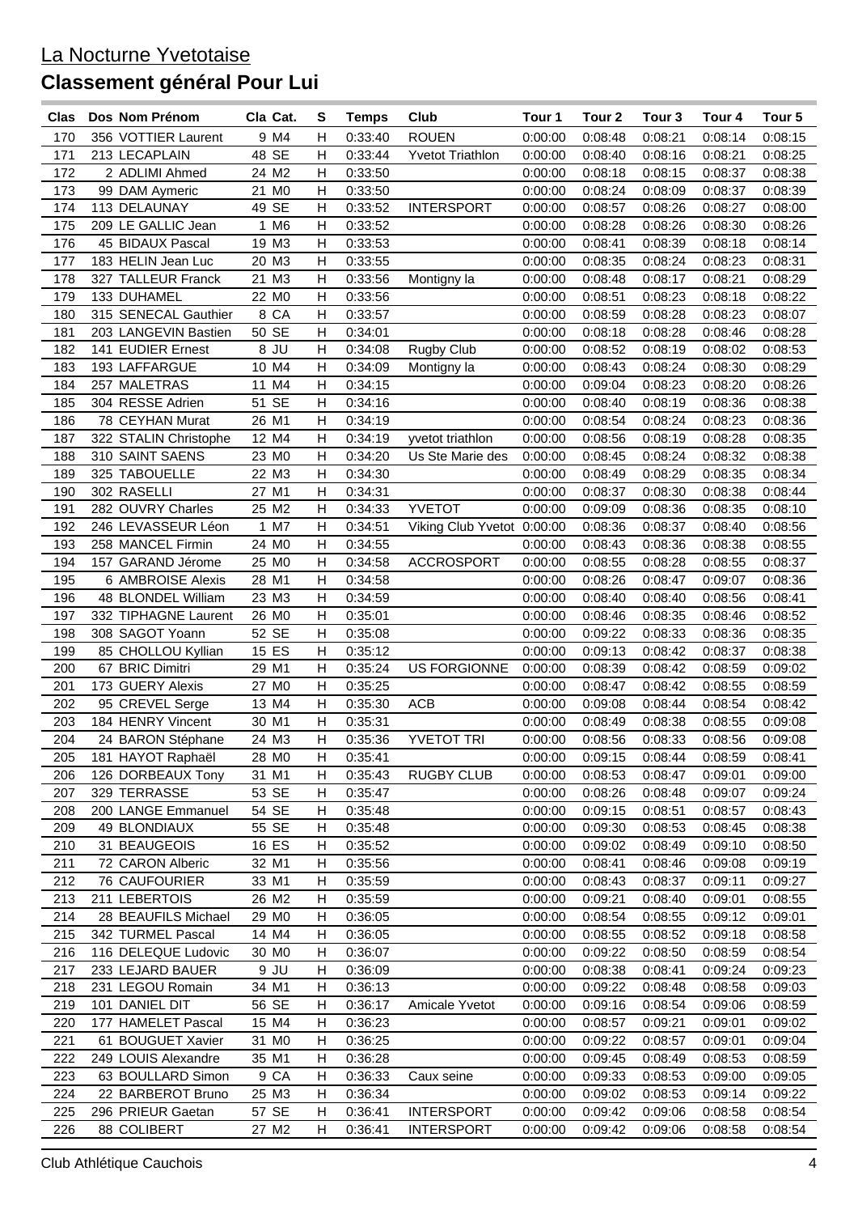La Nocturne Yvetotaise

# Classement général Pour Lui

| Clas | Dos | Nom Prénom | Cla | Cat. | S | Temps | Club | Tour 1 | Tour 2 | Tour 3 | Tour 4 | Tour 5 |
|---|---|---|---|---|---|---|---|---|---|---|---|---|
| 170 | 356 | VOTTIER Laurent | 9 | M4 | H | 0:33:40 | ROUEN | 0:00:00 | 0:08:48 | 0:08:21 | 0:08:14 | 0:08:15 |
| 171 | 213 | LECAPLAIN | 48 | SE | H | 0:33:44 | Yvetot Triathlon | 0:00:00 | 0:08:40 | 0:08:16 | 0:08:21 | 0:08:25 |
| 172 | 2 | ADLIMI Ahmed | 24 | M2 | H | 0:33:50 | | 0:00:00 | 0:08:18 | 0:08:15 | 0:08:37 | 0:08:38 |
| 173 | 99 | DAM Aymeric | 21 | M0 | H | 0:33:50 | | 0:00:00 | 0:08:24 | 0:08:09 | 0:08:37 | 0:08:39 |
| 174 | 113 | DELAUNAY | 49 | SE | H | 0:33:52 | INTERSPORT | 0:00:00 | 0:08:57 | 0:08:26 | 0:08:27 | 0:08:00 |
| 175 | 209 | LE GALLIC Jean | 1 | M6 | H | 0:33:52 | | 0:00:00 | 0:08:28 | 0:08:26 | 0:08:30 | 0:08:26 |
| 176 | 45 | BIDAUX Pascal | 19 | M3 | H | 0:33:53 | | 0:00:00 | 0:08:41 | 0:08:39 | 0:08:18 | 0:08:14 |
| 177 | 183 | HELIN Jean Luc | 20 | M3 | H | 0:33:55 | | 0:00:00 | 0:08:35 | 0:08:24 | 0:08:23 | 0:08:31 |
| 178 | 327 | TALLEUR Franck | 21 | M3 | H | 0:33:56 | Montigny la | 0:00:00 | 0:08:48 | 0:08:17 | 0:08:21 | 0:08:29 |
| 179 | 133 | DUHAMEL | 22 | M0 | H | 0:33:56 | | 0:00:00 | 0:08:51 | 0:08:23 | 0:08:18 | 0:08:22 |
| 180 | 315 | SENECAL Gauthier | 8 | CA | H | 0:33:57 | | 0:00:00 | 0:08:59 | 0:08:28 | 0:08:23 | 0:08:07 |
| 181 | 203 | LANGEVIN Bastien | 50 | SE | H | 0:34:01 | | 0:00:00 | 0:08:18 | 0:08:28 | 0:08:46 | 0:08:28 |
| 182 | 141 | EUDIER Ernest | 8 | JU | H | 0:34:08 | Rugby Club | 0:00:00 | 0:08:52 | 0:08:19 | 0:08:02 | 0:08:53 |
| 183 | 193 | LAFFARGUE | 10 | M4 | H | 0:34:09 | Montigny la | 0:00:00 | 0:08:43 | 0:08:24 | 0:08:30 | 0:08:29 |
| 184 | 257 | MALETRAS | 11 | M4 | H | 0:34:15 | | 0:00:00 | 0:09:04 | 0:08:23 | 0:08:20 | 0:08:26 |
| 185 | 304 | RESSE Adrien | 51 | SE | H | 0:34:16 | | 0:00:00 | 0:08:40 | 0:08:19 | 0:08:36 | 0:08:38 |
| 186 | 78 | CEYHAN Murat | 26 | M1 | H | 0:34:19 | | 0:00:00 | 0:08:54 | 0:08:24 | 0:08:23 | 0:08:36 |
| 187 | 322 | STALIN Christophe | 12 | M4 | H | 0:34:19 | yvetot triathlon | 0:00:00 | 0:08:56 | 0:08:19 | 0:08:28 | 0:08:35 |
| 188 | 310 | SAINT SAENS | 23 | M0 | H | 0:34:20 | Us Ste Marie des | 0:00:00 | 0:08:45 | 0:08:24 | 0:08:32 | 0:08:38 |
| 189 | 325 | TABOUELLE | 22 | M3 | H | 0:34:30 | | 0:00:00 | 0:08:49 | 0:08:29 | 0:08:35 | 0:08:34 |
| 190 | 302 | RASELLI | 27 | M1 | H | 0:34:31 | | 0:00:00 | 0:08:37 | 0:08:30 | 0:08:38 | 0:08:44 |
| 191 | 282 | OUVRY Charles | 25 | M2 | H | 0:34:33 | YVETOT | 0:00:00 | 0:09:09 | 0:08:36 | 0:08:35 | 0:08:10 |
| 192 | 246 | LEVASSEUR Léon | 1 | M7 | H | 0:34:51 | Viking Club Yvetot | 0:00:00 | 0:08:36 | 0:08:37 | 0:08:40 | 0:08:56 |
| 193 | 258 | MANCEL Firmin | 24 | M0 | H | 0:34:55 | | 0:00:00 | 0:08:43 | 0:08:36 | 0:08:38 | 0:08:55 |
| 194 | 157 | GARAND Jérome | 25 | M0 | H | 0:34:58 | ACCROSPORT | 0:00:00 | 0:08:55 | 0:08:28 | 0:08:55 | 0:08:37 |
| 195 | 6 | AMBROISE Alexis | 28 | M1 | H | 0:34:58 | | 0:00:00 | 0:08:26 | 0:08:47 | 0:09:07 | 0:08:36 |
| 196 | 48 | BLONDEL William | 23 | M3 | H | 0:34:59 | | 0:00:00 | 0:08:40 | 0:08:40 | 0:08:56 | 0:08:41 |
| 197 | 332 | TIPHAGNE Laurent | 26 | M0 | H | 0:35:01 | | 0:00:00 | 0:08:46 | 0:08:35 | 0:08:46 | 0:08:52 |
| 198 | 308 | SAGOT Yoann | 52 | SE | H | 0:35:08 | | 0:00:00 | 0:09:22 | 0:08:33 | 0:08:36 | 0:08:35 |
| 199 | 85 | CHOLLOU Kyllian | 15 | ES | H | 0:35:12 | | 0:00:00 | 0:09:13 | 0:08:42 | 0:08:37 | 0:08:38 |
| 200 | 67 | BRIC Dimitri | 29 | M1 | H | 0:35:24 | US FORGIONNE | 0:00:00 | 0:08:39 | 0:08:42 | 0:08:59 | 0:09:02 |
| 201 | 173 | GUERY Alexis | 27 | M0 | H | 0:35:25 | | 0:00:00 | 0:08:47 | 0:08:42 | 0:08:55 | 0:08:59 |
| 202 | 95 | CREVEL Serge | 13 | M4 | H | 0:35:30 | ACB | 0:00:00 | 0:09:08 | 0:08:44 | 0:08:54 | 0:08:42 |
| 203 | 184 | HENRY Vincent | 30 | M1 | H | 0:35:31 | | 0:00:00 | 0:08:49 | 0:08:38 | 0:08:55 | 0:09:08 |
| 204 | 24 | BARON Stéphane | 24 | M3 | H | 0:35:36 | YVETOT TRI | 0:00:00 | 0:08:56 | 0:08:33 | 0:08:56 | 0:09:08 |
| 205 | 181 | HAYOT Raphaël | 28 | M0 | H | 0:35:41 | | 0:00:00 | 0:09:15 | 0:08:44 | 0:08:59 | 0:08:41 |
| 206 | 126 | DORBEAUX Tony | 31 | M1 | H | 0:35:43 | RUGBY CLUB | 0:00:00 | 0:08:53 | 0:08:47 | 0:09:01 | 0:09:00 |
| 207 | 329 | TERRASSE | 53 | SE | H | 0:35:47 | | 0:00:00 | 0:08:26 | 0:08:48 | 0:09:07 | 0:09:24 |
| 208 | 200 | LANGE Emmanuel | 54 | SE | H | 0:35:48 | | 0:00:00 | 0:09:15 | 0:08:51 | 0:08:57 | 0:08:43 |
| 209 | 49 | BLONDIAUX | 55 | SE | H | 0:35:48 | | 0:00:00 | 0:09:30 | 0:08:53 | 0:08:45 | 0:08:38 |
| 210 | 31 | BEAUGEOIS | 16 | ES | H | 0:35:52 | | 0:00:00 | 0:09:02 | 0:08:49 | 0:09:10 | 0:08:50 |
| 211 | 72 | CARON Alberic | 32 | M1 | H | 0:35:56 | | 0:00:00 | 0:08:41 | 0:08:46 | 0:09:08 | 0:09:19 |
| 212 | 76 | CAUFOURIER | 33 | M1 | H | 0:35:59 | | 0:00:00 | 0:08:43 | 0:08:37 | 0:09:11 | 0:09:27 |
| 213 | 211 | LEBERTOIS | 26 | M2 | H | 0:35:59 | | 0:00:00 | 0:09:21 | 0:08:40 | 0:09:01 | 0:08:55 |
| 214 | 28 | BEAUFILS Michael | 29 | M0 | H | 0:36:05 | | 0:00:00 | 0:08:54 | 0:08:55 | 0:09:12 | 0:09:01 |
| 215 | 342 | TURMEL Pascal | 14 | M4 | H | 0:36:05 | | 0:00:00 | 0:08:55 | 0:08:52 | 0:09:18 | 0:08:58 |
| 216 | 116 | DELEQUE Ludovic | 30 | M0 | H | 0:36:07 | | 0:00:00 | 0:09:22 | 0:08:50 | 0:08:59 | 0:08:54 |
| 217 | 233 | LEJARD BAUER | 9 | JU | H | 0:36:09 | | 0:00:00 | 0:08:38 | 0:08:41 | 0:09:24 | 0:09:23 |
| 218 | 231 | LEGOU Romain | 34 | M1 | H | 0:36:13 | | 0:00:00 | 0:09:22 | 0:08:48 | 0:08:58 | 0:09:03 |
| 219 | 101 | DANIEL DIT | 56 | SE | H | 0:36:17 | Amicale Yvetot | 0:00:00 | 0:09:16 | 0:08:54 | 0:09:06 | 0:08:59 |
| 220 | 177 | HAMELET Pascal | 15 | M4 | H | 0:36:23 | | 0:00:00 | 0:08:57 | 0:09:21 | 0:09:01 | 0:09:02 |
| 221 | 61 | BOUGUET Xavier | 31 | M0 | H | 0:36:25 | | 0:00:00 | 0:09:22 | 0:08:57 | 0:09:01 | 0:09:04 |
| 222 | 249 | LOUIS Alexandre | 35 | M1 | H | 0:36:28 | | 0:00:00 | 0:09:45 | 0:08:49 | 0:08:53 | 0:08:59 |
| 223 | 63 | BOULLARD Simon | 9 | CA | H | 0:36:33 | Caux seine | 0:00:00 | 0:09:33 | 0:08:53 | 0:09:00 | 0:09:05 |
| 224 | 22 | BARBEROT Bruno | 25 | M3 | H | 0:36:34 | | 0:00:00 | 0:09:02 | 0:08:53 | 0:09:14 | 0:09:22 |
| 225 | 296 | PRIEUR Gaetan | 57 | SE | H | 0:36:41 | INTERSPORT | 0:00:00 | 0:09:42 | 0:09:06 | 0:08:58 | 0:08:54 |
| 226 | 88 | COLIBERT | 27 | M2 | H | 0:36:41 | INTERSPORT | 0:00:00 | 0:09:42 | 0:09:06 | 0:08:58 | 0:08:54 |

Club Athlétique Cauchois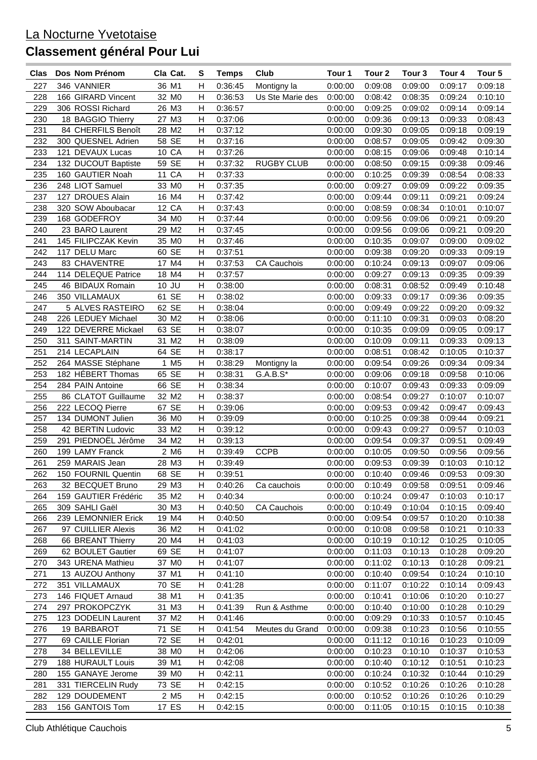## La Nocturne Yvetotaise

# Classement général Pour Lui

| Clas | Dos | Nom Prénom | Cla | Cat. | S | Temps | Club | Tour 1 | Tour 2 | Tour 3 | Tour 4 | Tour 5 |
|---|---|---|---|---|---|---|---|---|---|---|---|---|
| 227 | 346 | VANNIER | 36 | M1 | H | 0:36:45 | Montigny la | 0:00:00 | 0:09:08 | 0:09:00 | 0:09:17 | 0:09:18 |
| 228 | 166 | GIRARD Vincent | 32 | M0 | H | 0:36:53 | Us Ste Marie des | 0:00:00 | 0:08:42 | 0:08:35 | 0:09:24 | 0:10:10 |
| 229 | 306 | ROSSI Richard | 26 | M3 | H | 0:36:57 | | 0:00:00 | 0:09:25 | 0:09:02 | 0:09:14 | 0:09:14 |
| 230 | 18 | BAGGIO Thierry | 27 | M3 | H | 0:37:06 | | 0:00:00 | 0:09:36 | 0:09:13 | 0:09:33 | 0:08:43 |
| 231 | 84 | CHERFILS Benoît | 28 | M2 | H | 0:37:12 | | 0:00:00 | 0:09:30 | 0:09:05 | 0:09:18 | 0:09:19 |
| 232 | 300 | QUESNEL Adrien | 58 | SE | H | 0:37:16 | | 0:00:00 | 0:08:57 | 0:09:05 | 0:09:42 | 0:09:30 |
| 233 | 121 | DEVAUX Lucas | 10 | CA | H | 0:37:26 | | 0:00:00 | 0:08:15 | 0:09:06 | 0:09:48 | 0:10:14 |
| 234 | 132 | DUCOUT Baptiste | 59 | SE | H | 0:37:32 | RUGBY CLUB | 0:00:00 | 0:08:50 | 0:09:15 | 0:09:38 | 0:09:46 |
| 235 | 160 | GAUTIER Noah | 11 | CA | H | 0:37:33 | | 0:00:00 | 0:10:25 | 0:09:39 | 0:08:54 | 0:08:33 |
| 236 | 248 | LIOT Samuel | 33 | M0 | H | 0:37:35 | | 0:00:00 | 0:09:27 | 0:09:09 | 0:09:22 | 0:09:35 |
| 237 | 127 | DROUES Alain | 16 | M4 | H | 0:37:42 | | 0:00:00 | 0:09:44 | 0:09:11 | 0:09:21 | 0:09:24 |
| 238 | 320 | SOW Aboubacar | 12 | CA | H | 0:37:43 | | 0:00:00 | 0:08:59 | 0:08:34 | 0:10:01 | 0:10:07 |
| 239 | 168 | GODEFROY | 34 | M0 | H | 0:37:44 | | 0:00:00 | 0:09:56 | 0:09:06 | 0:09:21 | 0:09:20 |
| 240 | 23 | BARO Laurent | 29 | M2 | H | 0:37:45 | | 0:00:00 | 0:09:56 | 0:09:06 | 0:09:21 | 0:09:20 |
| 241 | 145 | FILIPCZAK Kevin | 35 | M0 | H | 0:37:46 | | 0:00:00 | 0:10:35 | 0:09:07 | 0:09:00 | 0:09:02 |
| 242 | 117 | DELU Marc | 60 | SE | H | 0:37:51 | | 0:00:00 | 0:09:38 | 0:09:20 | 0:09:33 | 0:09:19 |
| 243 | 83 | CHAVENTRE | 17 | M4 | H | 0:37:53 | CA Cauchois | 0:00:00 | 0:10:24 | 0:09:13 | 0:09:07 | 0:09:06 |
| 244 | 114 | DELEQUE Patrice | 18 | M4 | H | 0:37:57 | | 0:00:00 | 0:09:27 | 0:09:13 | 0:09:35 | 0:09:39 |
| 245 | 46 | BIDAUX Romain | 10 | JU | H | 0:38:00 | | 0:00:00 | 0:08:31 | 0:08:52 | 0:09:49 | 0:10:48 |
| 246 | 350 | VILLAMAUX | 61 | SE | H | 0:38:02 | | 0:00:00 | 0:09:33 | 0:09:17 | 0:09:36 | 0:09:35 |
| 247 | 5 | ALVES RASTEIRO | 62 | SE | H | 0:38:04 | | 0:00:00 | 0:09:49 | 0:09:22 | 0:09:20 | 0:09:32 |
| 248 | 226 | LEDUEY Michael | 30 | M2 | H | 0:38:06 | | 0:00:00 | 0:11:10 | 0:09:31 | 0:09:03 | 0:08:20 |
| 249 | 122 | DEVERRE Mickael | 63 | SE | H | 0:38:07 | | 0:00:00 | 0:10:35 | 0:09:09 | 0:09:05 | 0:09:17 |
| 250 | 311 | SAINT-MARTIN | 31 | M2 | H | 0:38:09 | | 0:00:00 | 0:10:09 | 0:09:11 | 0:09:33 | 0:09:13 |
| 251 | 214 | LECAPLAIN | 64 | SE | H | 0:38:17 | | 0:00:00 | 0:08:51 | 0:08:42 | 0:10:05 | 0:10:37 |
| 252 | 264 | MASSE Stéphane | 1 | M5 | H | 0:38:29 | Montigny la | 0:00:00 | 0:09:54 | 0:09:26 | 0:09:34 | 0:09:34 |
| 253 | 182 | HÉBERT Thomas | 65 | SE | H | 0:38:31 | G.A.B.S* | 0:00:00 | 0:09:06 | 0:09:18 | 0:09:58 | 0:10:06 |
| 254 | 284 | PAIN Antoine | 66 | SE | H | 0:38:34 | | 0:00:00 | 0:10:07 | 0:09:43 | 0:09:33 | 0:09:09 |
| 255 | 86 | CLATOT Guillaume | 32 | M2 | H | 0:38:37 | | 0:00:00 | 0:08:54 | 0:09:27 | 0:10:07 | 0:10:07 |
| 256 | 222 | LECOQ Pierre | 67 | SE | H | 0:39:06 | | 0:00:00 | 0:09:53 | 0:09:42 | 0:09:47 | 0:09:43 |
| 257 | 134 | DUMONT Julien | 36 | M0 | H | 0:39:09 | | 0:00:00 | 0:10:25 | 0:09:38 | 0:09:44 | 0:09:21 |
| 258 | 42 | BERTIN Ludovic | 33 | M2 | H | 0:39:12 | | 0:00:00 | 0:09:43 | 0:09:27 | 0:09:57 | 0:10:03 |
| 259 | 291 | PIEDNOËL Jérôme | 34 | M2 | H | 0:39:13 | | 0:00:00 | 0:09:54 | 0:09:37 | 0:09:51 | 0:09:49 |
| 260 | 199 | LAMY Franck | 2 | M6 | H | 0:39:49 | CCPB | 0:00:00 | 0:10:05 | 0:09:50 | 0:09:56 | 0:09:56 |
| 261 | 259 | MARAIS Jean | 28 | M3 | H | 0:39:49 | | 0:00:00 | 0:09:53 | 0:09:39 | 0:10:03 | 0:10:12 |
| 262 | 150 | FOURNIL Quentin | 68 | SE | H | 0:39:51 | | 0:00:00 | 0:10:40 | 0:09:46 | 0:09:53 | 0:09:30 |
| 263 | 32 | BECQUET Bruno | 29 | M3 | H | 0:40:26 | Ca cauchois | 0:00:00 | 0:10:49 | 0:09:58 | 0:09:51 | 0:09:46 |
| 264 | 159 | GAUTIER Frédéric | 35 | M2 | H | 0:40:34 | | 0:00:00 | 0:10:24 | 0:09:47 | 0:10:03 | 0:10:17 |
| 265 | 309 | SAHLI Gaël | 30 | M3 | H | 0:40:50 | CA Cauchois | 0:00:00 | 0:10:49 | 0:10:04 | 0:10:15 | 0:09:40 |
| 266 | 239 | LEMONNIER Erick | 19 | M4 | H | 0:40:50 | | 0:00:00 | 0:09:54 | 0:09:57 | 0:10:20 | 0:10:38 |
| 267 | 97 | CUILLIER Alexis | 36 | M2 | H | 0:41:02 | | 0:00:00 | 0:10:08 | 0:09:58 | 0:10:21 | 0:10:33 |
| 268 | 66 | BREANT Thierry | 20 | M4 | H | 0:41:03 | | 0:00:00 | 0:10:19 | 0:10:12 | 0:10:25 | 0:10:05 |
| 269 | 62 | BOULET Gautier | 69 | SE | H | 0:41:07 | | 0:00:00 | 0:11:03 | 0:10:13 | 0:10:28 | 0:09:20 |
| 270 | 343 | URENA Mathieu | 37 | M0 | H | 0:41:07 | | 0:00:00 | 0:11:02 | 0:10:13 | 0:10:28 | 0:09:21 |
| 271 | 13 | AUZOU Anthony | 37 | M1 | H | 0:41:10 | | 0:00:00 | 0:10:40 | 0:09:54 | 0:10:24 | 0:10:10 |
| 272 | 351 | VILLAMAUX | 70 | SE | H | 0:41:28 | | 0:00:00 | 0:11:07 | 0:10:22 | 0:10:14 | 0:09:43 |
| 273 | 146 | FIQUET Arnaud | 38 | M1 | H | 0:41:35 | | 0:00:00 | 0:10:41 | 0:10:06 | 0:10:20 | 0:10:27 |
| 274 | 297 | PROKOPCZYK | 31 | M3 | H | 0:41:39 | Run & Asthme | 0:00:00 | 0:10:40 | 0:10:00 | 0:10:28 | 0:10:29 |
| 275 | 123 | DODELIN Laurent | 37 | M2 | H | 0:41:46 | | 0:00:00 | 0:09:29 | 0:10:33 | 0:10:57 | 0:10:45 |
| 276 | 19 | BARBAROT | 71 | SE | H | 0:41:54 | Meutes du Grand | 0:00:00 | 0:09:38 | 0:10:23 | 0:10:56 | 0:10:55 |
| 277 | 69 | CAILLE Florian | 72 | SE | H | 0:42:01 | | 0:00:00 | 0:11:12 | 0:10:16 | 0:10:23 | 0:10:09 |
| 278 | 34 | BELLEVILLE | 38 | M0 | H | 0:42:06 | | 0:00:00 | 0:10:23 | 0:10:10 | 0:10:37 | 0:10:53 |
| 279 | 188 | HURAULT Louis | 39 | M1 | H | 0:42:08 | | 0:00:00 | 0:10:40 | 0:10:12 | 0:10:51 | 0:10:23 |
| 280 | 155 | GANAYE Jerome | 39 | M0 | H | 0:42:11 | | 0:00:00 | 0:10:24 | 0:10:32 | 0:10:44 | 0:10:29 |
| 281 | 331 | TIERCELIN Rudy | 73 | SE | H | 0:42:15 | | 0:00:00 | 0:10:52 | 0:10:26 | 0:10:26 | 0:10:28 |
| 282 | 129 | DOUDEMENT | 2 | M5 | H | 0:42:15 | | 0:00:00 | 0:10:52 | 0:10:26 | 0:10:26 | 0:10:29 |
| 283 | 156 | GANTOIS Tom | 17 | ES | H | 0:42:15 | | 0:00:00 | 0:11:05 | 0:10:15 | 0:10:15 | 0:10:38 |

Club Athlétique Cauchois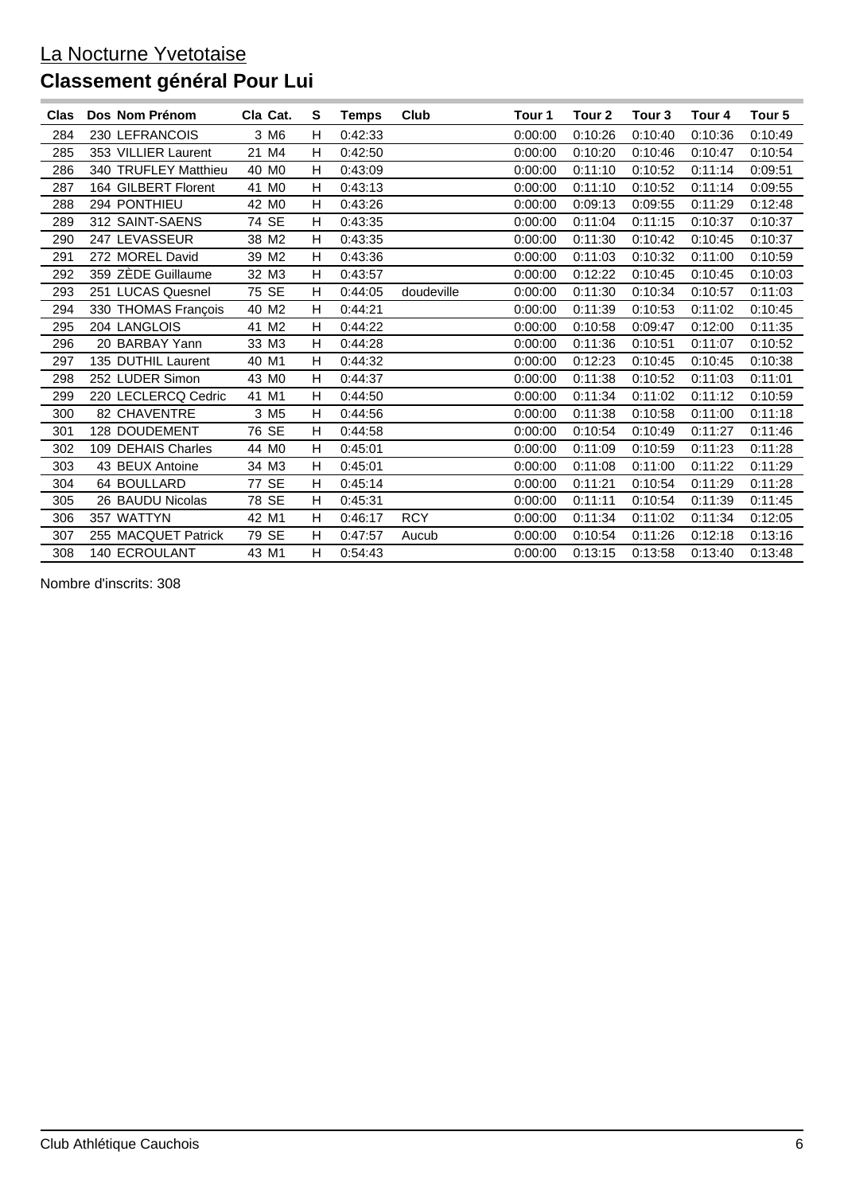# La Nocturne Yvetotaise

## Classement général Pour Lui

| Clas | Dos | Nom Prénom | Cla | Cat. | S | Temps | Club | Tour 1 | Tour 2 | Tour 3 | Tour 4 | Tour 5 |
|---|---|---|---|---|---|---|---|---|---|---|---|---|
| 284 | 230 | LEFRANCOIS | 3 | M6 | H | 0:42:33 | | 0:00:00 | 0:10:26 | 0:10:40 | 0:10:36 | 0:10:49 |
| 285 | 353 | VILLIER Laurent | 21 | M4 | H | 0:42:50 | | 0:00:00 | 0:10:20 | 0:10:46 | 0:10:47 | 0:10:54 |
| 286 | 340 | TRUFLEY Matthieu | 40 | M0 | H | 0:43:09 | | 0:00:00 | 0:11:10 | 0:10:52 | 0:11:14 | 0:09:51 |
| 287 | 164 | GILBERT Florent | 41 | M0 | H | 0:43:13 | | 0:00:00 | 0:11:10 | 0:10:52 | 0:11:14 | 0:09:55 |
| 288 | 294 | PONTHIEU | 42 | M0 | H | 0:43:26 | | 0:00:00 | 0:09:13 | 0:09:55 | 0:11:29 | 0:12:48 |
| 289 | 312 | SAINT-SAENS | 74 | SE | H | 0:43:35 | | 0:00:00 | 0:11:04 | 0:11:15 | 0:10:37 | 0:10:37 |
| 290 | 247 | LEVASSEUR | 38 | M2 | H | 0:43:35 | | 0:00:00 | 0:11:30 | 0:10:42 | 0:10:45 | 0:10:37 |
| 291 | 272 | MOREL David | 39 | M2 | H | 0:43:36 | | 0:00:00 | 0:11:03 | 0:10:32 | 0:11:00 | 0:10:59 |
| 292 | 359 | ZÈDE Guillaume | 32 | M3 | H | 0:43:57 | | 0:00:00 | 0:12:22 | 0:10:45 | 0:10:45 | 0:10:03 |
| 293 | 251 | LUCAS Quesnel | 75 | SE | H | 0:44:05 | doudeville | 0:00:00 | 0:11:30 | 0:10:34 | 0:10:57 | 0:11:03 |
| 294 | 330 | THOMAS François | 40 | M2 | H | 0:44:21 | | 0:00:00 | 0:11:39 | 0:10:53 | 0:11:02 | 0:10:45 |
| 295 | 204 | LANGLOIS | 41 | M2 | H | 0:44:22 | | 0:00:00 | 0:10:58 | 0:09:47 | 0:12:00 | 0:11:35 |
| 296 | 20 | BARBAY Yann | 33 | M3 | H | 0:44:28 | | 0:00:00 | 0:11:36 | 0:10:51 | 0:11:07 | 0:10:52 |
| 297 | 135 | DUTHIL Laurent | 40 | M1 | H | 0:44:32 | | 0:00:00 | 0:12:23 | 0:10:45 | 0:10:45 | 0:10:38 |
| 298 | 252 | LUDER Simon | 43 | M0 | H | 0:44:37 | | 0:00:00 | 0:11:38 | 0:10:52 | 0:11:03 | 0:11:01 |
| 299 | 220 | LECLERCQ Cedric | 41 | M1 | H | 0:44:50 | | 0:00:00 | 0:11:34 | 0:11:02 | 0:11:12 | 0:10:59 |
| 300 | 82 | CHAVENTRE | 3 | M5 | H | 0:44:56 | | 0:00:00 | 0:11:38 | 0:10:58 | 0:11:00 | 0:11:18 |
| 301 | 128 | DOUDEMENT | 76 | SE | H | 0:44:58 | | 0:00:00 | 0:10:54 | 0:10:49 | 0:11:27 | 0:11:46 |
| 302 | 109 | DEHAIS Charles | 44 | M0 | H | 0:45:01 | | 0:00:00 | 0:11:09 | 0:10:59 | 0:11:23 | 0:11:28 |
| 303 | 43 | BEUX Antoine | 34 | M3 | H | 0:45:01 | | 0:00:00 | 0:11:08 | 0:11:00 | 0:11:22 | 0:11:29 |
| 304 | 64 | BOULLARD | 77 | SE | H | 0:45:14 | | 0:00:00 | 0:11:21 | 0:10:54 | 0:11:29 | 0:11:28 |
| 305 | 26 | BAUDU Nicolas | 78 | SE | H | 0:45:31 | | 0:00:00 | 0:11:11 | 0:10:54 | 0:11:39 | 0:11:45 |
| 306 | 357 | WATTYN | 42 | M1 | H | 0:46:17 | RCY | 0:00:00 | 0:11:34 | 0:11:02 | 0:11:34 | 0:12:05 |
| 307 | 255 | MACQUET Patrick | 79 | SE | H | 0:47:57 | Aucub | 0:00:00 | 0:10:54 | 0:11:26 | 0:12:18 | 0:13:16 |
| 308 | 140 | ECROULANT | 43 | M1 | H | 0:54:43 | | 0:00:00 | 0:13:15 | 0:13:58 | 0:13:40 | 0:13:48 |

Nombre d'inscrits: 308

Club Athlétique Cauchois